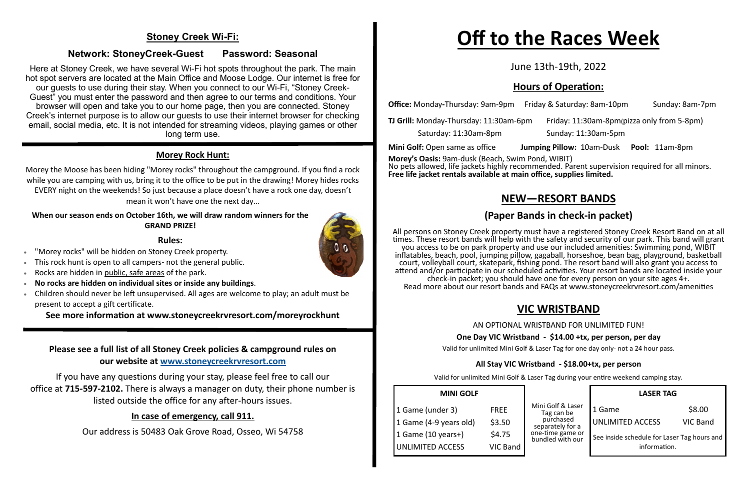## Stoney Creek Wi-Fi:

### Network: StoneyCreek-Guest     Password: Seasonal

Here at Stoney Creek, we have several Wi-Fi hot spots throughout the park. The main hot spot servers are located at the Main Office and Moose Lodge. Our internet is free for our guests to use during their stay. When you connect to our Wi-Fi, "Stoney Creek-Guest" you must enter the password and then agree to our terms and conditions. Your browser will open and take you to our home page, then you are connected. Stoney Creek's internet purpose is to allow our guests to use their internet browser for checking email, social media, etc. It is not intended for streaming videos, playing games or other long term use.

## Morey Rock Hunt:

Morey the Moose has been hiding "Morey rocks" throughout the campground. If you find a rock while you are camping with us, bring it to the office to be put in the drawing! Morey hides rocks EVERY night on the weekends! So just because a place doesn't have a rock one day, doesn't mean it won't have one the next day…

**When our season ends on October 16th, we will draw random winners for the GRAND PRIZE!**

### Rules:

- "Morey rocks" will be hidden on Stoney Creek property.
- This rock hunt is open to all campers- not the general public.
- Rocks are hidden in public, safe areas of the park.
- **No rocks are hidden on individual sites or inside any buildings**.
- Children should never be left unsupervised. All ages are welcome to play; an adult must be present to accept a gift certificate.

**See more information at www.stoneycreekrvresort.com/moreyrockhunt**

**Please see a full list of all Stoney Creek policies & campground rules on our website at www.stoneycreekrvresort.com**

If you have any questions during your stay, please feel free to call our office at **715-597-2102.** There is always a manager on duty, their phone number is listed outside the office for any after-hours issues.

**In case of emergency, call 911.**

Our address is 50483 Oak Grove Road, Osseo, Wi 54758

# Off to the Races Week

June 13th-19th, 2022

## Hours of Operation:

**Office:** Monday-Thursday: 9am-9pm   Friday & Saturday: 8am-10pm   Sunday: 8am-7pm

**TJ Grill:** Monday-Thursday: 11:30am-6pm   Friday: 11:30am-8pm(pizza only from 5-8pm)
Saturday: 11:30am-8pm   Sunday: 11:30am-5pm

**Mini Golf:** Open same as office   **Jumping Pillow:** 10am-Dusk   **Pool:** 11am-8pm

**Morey's Oasis:** 9am-dusk (Beach, Swim Pond, WIBIT)
No pets allowed, life jackets highly recommended. Parent supervision required for all minors.
**Free life jacket rentals available at main office, supplies limited.**

## NEW—RESORT BANDS

### (Paper Bands in check-in packet)

All persons on Stoney Creek property must have a registered Stoney Creek Resort Band on at all times. These resort bands will help with the safety and security of our park. This band will grant you access to be on park property and use our included amenities: Swimming pond, WIBIT inflatables, beach, pool, jumping pillow, gagaball, horseshoe, bean bag, playground, basketball court, volleyball court, skatepark, fishing pond. The resort band will also grant you access to attend and/or participate in our scheduled activities. Your resort bands are located inside your check-in packet; you should have one for every person on your site ages 4+.
Read more about our resort bands and FAQs at www.stoneycreekrvresort.com/amenities

## VIC WRISTBAND

AN OPTIONAL WRISTBAND FOR UNLIMITED FUN!

**One Day VIC Wristband - $14.00 +tx, per person, per day**

Valid for unlimited Mini Golf & Laser Tag for one day only- not a 24 hour pass.

**All Stay VIC Wristband - $18.00+tx, per person**

Valid for unlimited Mini Golf & Laser Tag during your entire weekend camping stay.

| MINI GOLF | |
|---|---|
| 1 Game (under 3) | FREE |
| 1 Game (4-9 years old) | $3.50 |
| 1 Game (10 years+) | $4.75 |
| UNLIMITED ACCESS | VIC Band |

Mini Golf & Laser Tag can be purchased separately for a one-time game or bundled with our

| LASER TAG | |
|---|---|
| 1 Game | $8.00 |
| UNLIMITED ACCESS | VIC Band |
| See inside schedule for Laser Tag hours and information. | |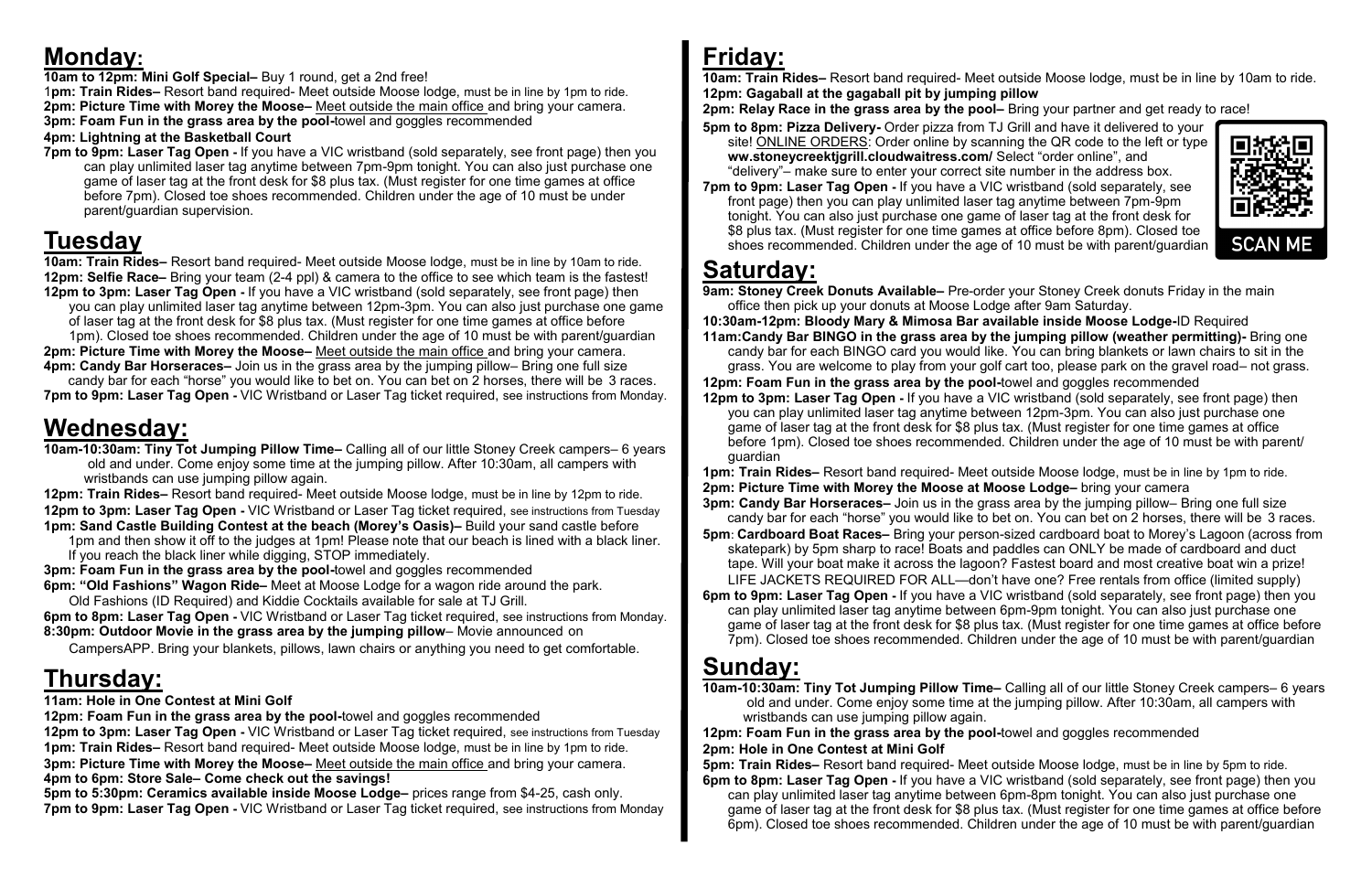## Monday:

**10am to 12pm: Mini Golf Special–** Buy 1 round, get a 2nd free!

1**pm: Train Rides–** Resort band required- Meet outside Moose lodge, must be in line by 1pm to ride.

**2pm: Picture Time with Morey the Moose–** Meet outside the main office and bring your camera.

**3pm: Foam Fun in the grass area by the pool-**towel and goggles recommended

**4pm: Lightning at the Basketball Court**

**7pm to 9pm: Laser Tag Open -** If you have a VIC wristband (sold separately, see front page) then you can play unlimited laser tag anytime between 7pm-9pm tonight. You can also just purchase one game of laser tag at the front desk for $8 plus tax. (Must register for one time games at office before 7pm). Closed toe shoes recommended. Children under the age of 10 must be under parent/guardian supervision.

## Tuesday

**10am: Train Rides–** Resort band required- Meet outside Moose lodge, must be in line by 10am to ride.

**12pm: Selfie Race–** Bring your team (2-4 ppl) & camera to the office to see which team is the fastest!

**12pm to 3pm: Laser Tag Open -** If you have a VIC wristband (sold separately, see front page) then you can play unlimited laser tag anytime between 12pm-3pm. You can also just purchase one game of laser tag at the front desk for $8 plus tax. (Must register for one time games at office before 1pm). Closed toe shoes recommended. Children under the age of 10 must be with parent/guardian

**2pm: Picture Time with Morey the Moose–** Meet outside the main office and bring your camera.

**4pm: Candy Bar Horseraces–** Join us in the grass area by the jumping pillow– Bring one full size candy bar for each "horse" you would like to bet on. You can bet on 2 horses, there will be 3 races.

**7pm to 9pm: Laser Tag Open -** VIC Wristband or Laser Tag ticket required, see instructions from Monday.

## Wednesday:

**10am-10:30am: Tiny Tot Jumping Pillow Time–** Calling all of our little Stoney Creek campers– 6 years old and under. Come enjoy some time at the jumping pillow. After 10:30am, all campers with wristbands can use jumping pillow again.

**12pm: Train Rides–** Resort band required- Meet outside Moose lodge, must be in line by 12pm to ride.

**12pm to 3pm: Laser Tag Open -** VIC Wristband or Laser Tag ticket required, see instructions from Tuesday

**1pm: Sand Castle Building Contest at the beach (Morey's Oasis)–** Build your sand castle before 1pm and then show it off to the judges at 1pm! Please note that our beach is lined with a black liner. If you reach the black liner while digging, STOP immediately.

**3pm: Foam Fun in the grass area by the pool-**towel and goggles recommended

**6pm: "Old Fashions" Wagon Ride–** Meet at Moose Lodge for a wagon ride around the park. Old Fashions (ID Required) and Kiddie Cocktails available for sale at TJ Grill.

**6pm to 8pm: Laser Tag Open -** VIC Wristband or Laser Tag ticket required, see instructions from Monday.

**8:30pm: Outdoor Movie in the grass area by the jumping pillow**– Movie announced on CampersAPP. Bring your blankets, pillows, lawn chairs or anything you need to get comfortable.

## Thursday:

**11am: Hole in One Contest at Mini Golf**

**12pm: Foam Fun in the grass area by the pool-**towel and goggles recommended

**12pm to 3pm: Laser Tag Open -** VIC Wristband or Laser Tag ticket required, see instructions from Tuesday

**1pm: Train Rides–** Resort band required- Meet outside Moose lodge, must be in line by 1pm to ride.

**3pm: Picture Time with Morey the Moose–** Meet outside the main office and bring your camera.

**4pm to 6pm: Store Sale– Come check out the savings!**

**5pm to 5:30pm: Ceramics available inside Moose Lodge–** prices range from $4-25, cash only.

**7pm to 9pm: Laser Tag Open -** VIC Wristband or Laser Tag ticket required, see instructions from Monday

## Friday:

**10am: Train Rides–** Resort band required- Meet outside Moose lodge, must be in line by 10am to ride.

**12pm: Gagaball at the gagaball pit by jumping pillow**

**2pm: Relay Race in the grass area by the pool–** Bring your partner and get ready to race!

**5pm to 8pm: Pizza Delivery-** Order pizza from TJ Grill and have it delivered to your site! ONLINE ORDERS: Order online by scanning the QR code to the left or type **ww.stoneycreektjgrill.cloudwaitress.com/** Select "order online", and "delivery"– make sure to enter your correct site number in the address box.

SCAN ME

**7pm to 9pm: Laser Tag Open -** If you have a VIC wristband (sold separately, see front page) then you can play unlimited laser tag anytime between 7pm-9pm tonight. You can also just purchase one game of laser tag at the front desk for $8 plus tax. (Must register for one time games at office before 8pm). Closed toe shoes recommended. Children under the age of 10 must be with parent/guardian

## Saturday:

**9am: Stoney Creek Donuts Available–** Pre-order your Stoney Creek donuts Friday in the main office then pick up your donuts at Moose Lodge after 9am Saturday.

**10:30am-12pm: Bloody Mary & Mimosa Bar available inside Moose Lodge-**ID Required

**11am:Candy Bar BINGO in the grass area by the jumping pillow (weather permitting)-** Bring one candy bar for each BINGO card you would like. You can bring blankets or lawn chairs to sit in the grass. You are welcome to play from your golf cart too, please park on the gravel road– not grass.

**12pm: Foam Fun in the grass area by the pool-**towel and goggles recommended

**12pm to 3pm: Laser Tag Open -** If you have a VIC wristband (sold separately, see front page) then you can play unlimited laser tag anytime between 12pm-3pm. You can also just purchase one game of laser tag at the front desk for $8 plus tax. (Must register for one time games at office before 1pm). Closed toe shoes recommended. Children under the age of 10 must be with parent/guardian

**1pm: Train Rides–** Resort band required- Meet outside Moose lodge, must be in line by 1pm to ride.

**2pm: Picture Time with Morey the Moose at Moose Lodge–** bring your camera

**3pm: Candy Bar Horseraces–** Join us in the grass area by the jumping pillow– Bring one full size candy bar for each "horse" you would like to bet on. You can bet on 2 horses, there will be 3 races.

**5pm**: **Cardboard Boat Races–** Bring your person-sized cardboard boat to Morey's Lagoon (across from skatepark) by 5pm sharp to race! Boats and paddles can ONLY be made of cardboard and duct tape. Will your boat make it across the lagoon? Fastest board and most creative boat win a prize! LIFE JACKETS REQUIRED FOR ALL—don't have one? Free rentals from office (limited supply)

**6pm to 9pm: Laser Tag Open -** If you have a VIC wristband (sold separately, see front page) then you can play unlimited laser tag anytime between 6pm-9pm tonight. You can also just purchase one game of laser tag at the front desk for $8 plus tax. (Must register for one time games at office before 7pm). Closed toe shoes recommended. Children under the age of 10 must be with parent/guardian

## Sunday:

**10am-10:30am: Tiny Tot Jumping Pillow Time–** Calling all of our little Stoney Creek campers– 6 years old and under. Come enjoy some time at the jumping pillow. After 10:30am, all campers with wristbands can use jumping pillow again.

**12pm: Foam Fun in the grass area by the pool-**towel and goggles recommended

**2pm: Hole in One Contest at Mini Golf**

**5pm: Train Rides–** Resort band required- Meet outside Moose lodge, must be in line by 5pm to ride.

**6pm to 8pm: Laser Tag Open -** If you have a VIC wristband (sold separately, see front page) then you can play unlimited laser tag anytime between 6pm-8pm tonight. You can also just purchase one game of laser tag at the front desk for $8 plus tax. (Must register for one time games at office before 6pm). Closed toe shoes recommended. Children under the age of 10 must be with parent/guardian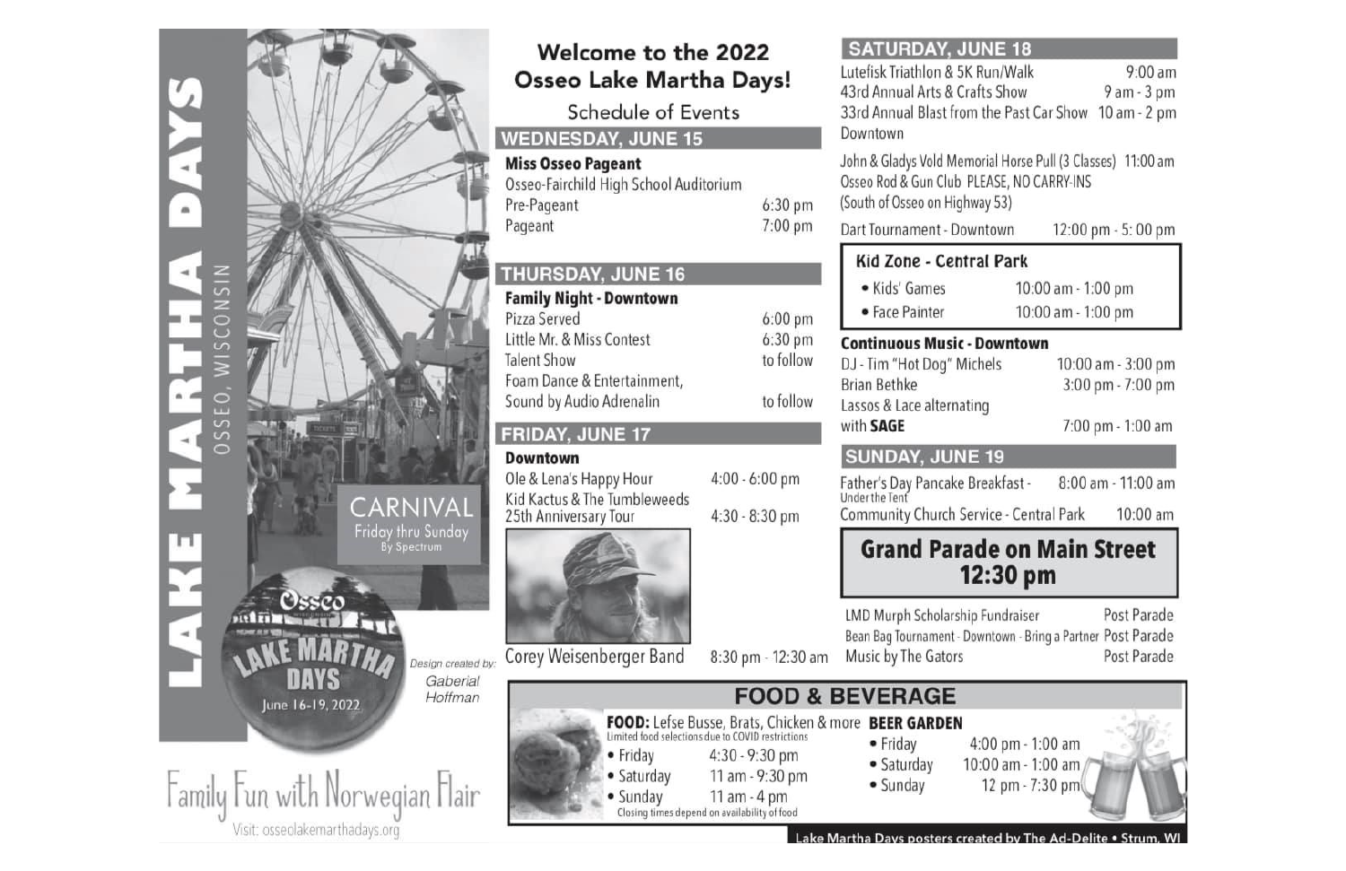# LAKE MARTHA DAYS

OSSEO, WISCONSIN

CARNIVAL
Friday thru Sunday
By Spectrum

Osseo LAKE MARTHA DAYS
June 16-19, 2022

Design created by: Gaberial Hoffman

Family Fun with Norwegian Flair

Visit: osseolakemarthadays.org

## Welcome to the 2022 Osseo Lake Martha Days!

### Schedule of Events

### WEDNESDAY, JUNE 15

**Miss Osseo Pageant**

Osseo-Fairchild High School Auditorium

| | |
|---|---|
| Pre-Pageant | 6:30 pm |
| Pageant | 7:00 pm |

### THURSDAY, JUNE 16

**Family Night - Downtown**

| | |
|---|---|
| Pizza Served | 6:00 pm |
| Little Mr. & Miss Contest | 6:30 pm |
| Talent Show | to follow |
| Foam Dance & Entertainment, Sound by Audio Adrenalin | to follow |

### FRIDAY, JUNE 17

**Downtown**

| | |
|---|---|
| Ole & Lena's Happy Hour | 4:00 - 6:00 pm |
| Kid Kactus & The Tumbleweeds 25th Anniversary Tour | 4:30 - 8:30 pm |
| Corey Weisenberger Band | 8:30 pm - 12:30 am |

### SATURDAY, JUNE 18

| | |
|---|---|
| Lutefisk Triathlon & 5K Run/Walk | 9:00 am |
| 43rd Annual Arts & Crafts Show | 9 am - 3 pm |
| 33rd Annual Blast from the Past Car Show Downtown | 10 am - 2 pm |
| John & Gladys Vold Memorial Horse Pull (3 Classes) Osseo Rod & Gun Club PLEASE, NO CARRY-INS (South of Osseo on Highway 53) | 11:00 am |
| Dart Tournament - Downtown | 12:00 pm - 5:00 pm |

**Kid Zone - Central Park**

- Kids' Games 10:00 am - 1:00 pm
- Face Painter 10:00 am - 1:00 pm

**Continuous Music - Downtown**

| | |
|---|---|
| DJ - Tim "Hot Dog" Michels | 10:00 am - 3:00 pm |
| Brian Bethke | 3:00 pm - 7:00 pm |
| Lassos & Lace alternating with **SAGE** | 7:00 pm - 1:00 am |

### SUNDAY, JUNE 19

| | |
|---|---|
| Father's Day Pancake Breakfast - Under the Tent | 8:00 am - 11:00 am |
| Community Church Service - Central Park | 10:00 am |

**Grand Parade on Main Street 12:30 pm**

| | |
|---|---|
| LMD Murph Scholarship Fundraiser | Post Parade |
| Bean Bag Tournament - Downtown - Bring a Partner | Post Parade |
| Music by The Gators | Post Parade |

### FOOD & BEVERAGE

**FOOD:** Lefse Busse, Brats, Chicken & more
Limited food selections due to COVID restrictions

- Friday 4:30 - 9:30 pm
- Saturday 11 am - 9:30 pm
- Sunday 11 am - 4 pm

Closing times depend on availability of food

**BEER GARDEN**

- Friday 4:00 pm - 1:00 am
- Saturday 10:00 am - 1:00 am
- Sunday 12 pm - 7:30 pm

Lake Martha Days posters created by The Ad-Delite • Strum, WI